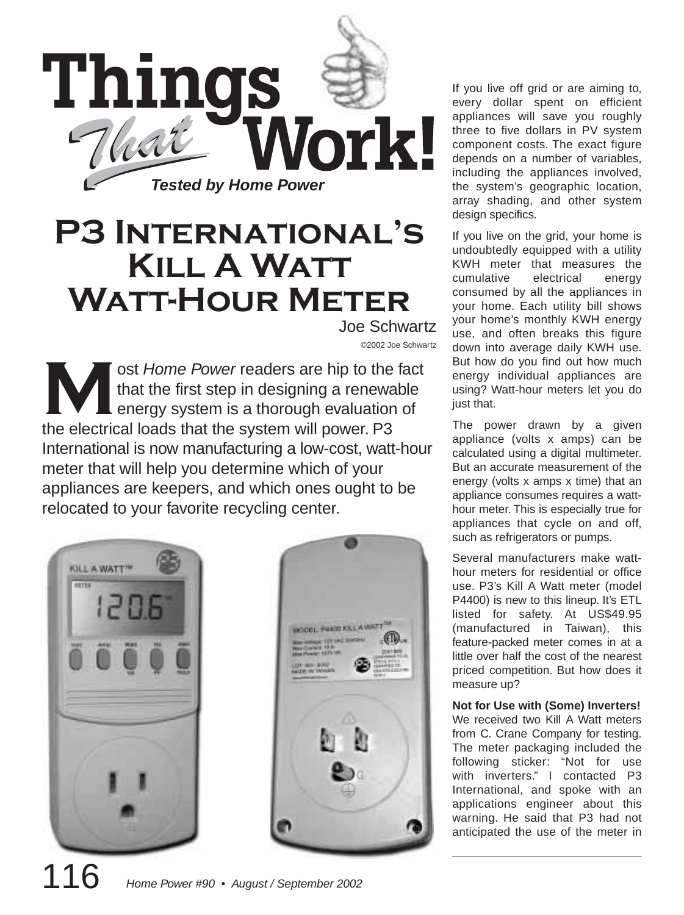# Things That Work!

*Tested by Home Power*

# P3 International's Kill A Watt Watt-Hour Meter

Joe Schwartz

©2002 Joe Schwartz

Most *Home Power* readers are hip to the fact that the first step in designing a renewable energy system is a thorough evaluation of the electrical loads that the system will power. P3 International is now manufacturing a low-cost, watt-hour meter that will help you determine which of your appliances are keepers, and which ones ought to be relocated to your favorite recycling center.

If you live off grid or are aiming to, every dollar spent on efficient appliances will save you roughly three to five dollars in PV system component costs. The exact figure depends on a number of variables, including the appliances involved, the system's geographic location, array shading, and other system design specifics.

If you live on the grid, your home is undoubtedly equipped with a utility KWH meter that measures the cumulative electrical energy consumed by all the appliances in your home. Each utility bill shows your home's monthly KWH energy use, and often breaks this figure down into average daily KWH use. But how do you find out how much energy individual appliances are using? Watt-hour meters let you do just that.

The power drawn by a given appliance (volts x amps) can be calculated using a digital multimeter. But an accurate measurement of the energy (volts x amps x time) that an appliance consumes requires a watt-hour meter. This is especially true for appliances that cycle on and off, such as refrigerators or pumps.

Several manufacturers make watt-hour meters for residential or office use. P3's Kill A Watt meter (model P4400) is new to this lineup. It's ETL listed for safety. At US$49.95 (manufactured in Taiwan), this feature-packed meter comes in at a little over half the cost of the nearest priced competition. But how does it measure up?

**Not for Use with (Some) Inverters!**
We received two Kill A Watt meters from C. Crane Company for testing. The meter packaging included the following sticker: "Not for use with inverters." I contacted P3 International, and spoke with an applications engineer about this warning. He said that P3 had not anticipated the use of the meter in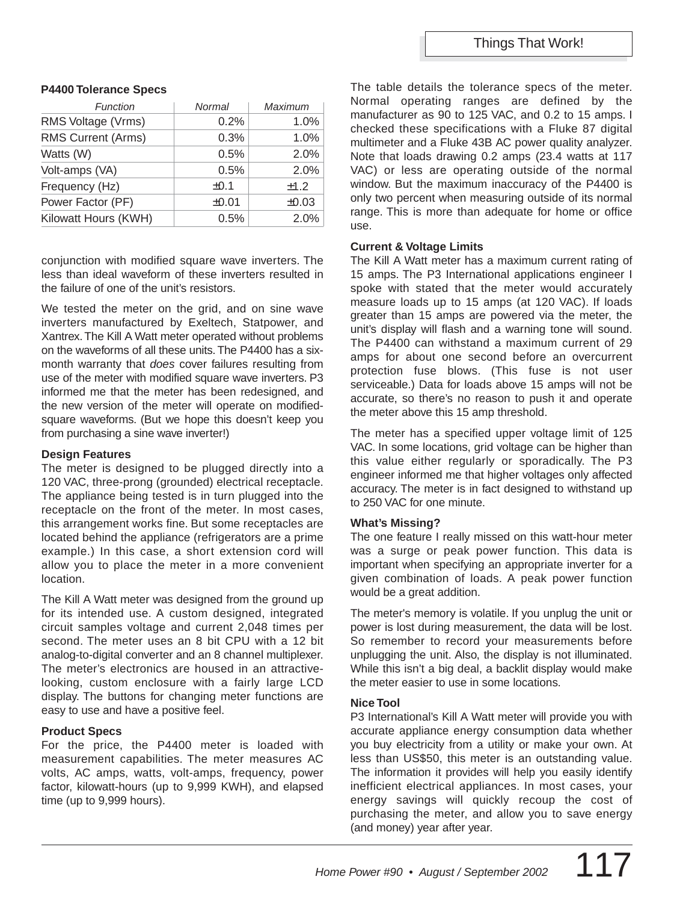**P4400 Tolerance Specs**

| Function | Normal | Maximum |
|---|---|---|
| RMS Voltage (Vrms) | 0.2% | 1.0% |
| RMS Current (Arms) | 0.3% | 1.0% |
| Watts (W) | 0.5% | 2.0% |
| Volt-amps (VA) | 0.5% | 2.0% |
| Frequency (Hz) | ±0.1 | ±1.2 |
| Power Factor (PF) | ±0.01 | ±0.03 |
| Kilowatt Hours (KWH) | 0.5% | 2.0% |

conjunction with modified square wave inverters. The less than ideal waveform of these inverters resulted in the failure of one of the unit's resistors.

We tested the meter on the grid, and on sine wave inverters manufactured by Exeltech, Statpower, and Xantrex. The Kill A Watt meter operated without problems on the waveforms of all these units. The P4400 has a six-month warranty that *does* cover failures resulting from use of the meter with modified square wave inverters. P3 informed me that the meter has been redesigned, and the new version of the meter will operate on modified-square waveforms. (But we hope this doesn't keep you from purchasing a sine wave inverter!)

**Design Features**

The meter is designed to be plugged directly into a 120 VAC, three-prong (grounded) electrical receptacle. The appliance being tested is in turn plugged into the receptacle on the front of the meter. In most cases, this arrangement works fine. But some receptacles are located behind the appliance (refrigerators are a prime example.) In this case, a short extension cord will allow you to place the meter in a more convenient location.

The Kill A Watt meter was designed from the ground up for its intended use. A custom designed, integrated circuit samples voltage and current 2,048 times per second. The meter uses an 8 bit CPU with a 12 bit analog-to-digital converter and an 8 channel multiplexer. The meter's electronics are housed in an attractive-looking, custom enclosure with a fairly large LCD display. The buttons for changing meter functions are easy to use and have a positive feel.

**Product Specs**

For the price, the P4400 meter is loaded with measurement capabilities. The meter measures AC volts, AC amps, watts, volt-amps, frequency, power factor, kilowatt-hours (up to 9,999 KWH), and elapsed time (up to 9,999 hours).

The table details the tolerance specs of the meter. Normal operating ranges are defined by the manufacturer as 90 to 125 VAC, and 0.2 to 15 amps. I checked these specifications with a Fluke 87 digital multimeter and a Fluke 43B AC power quality analyzer. Note that loads drawing 0.2 amps (23.4 watts at 117 VAC) or less are operating outside of the normal window. But the maximum inaccuracy of the P4400 is only two percent when measuring outside of its normal range. This is more than adequate for home or office use.

**Current & Voltage Limits**

The Kill A Watt meter has a maximum current rating of 15 amps. The P3 International applications engineer I spoke with stated that the meter would accurately measure loads up to 15 amps (at 120 VAC). If loads greater than 15 amps are powered via the meter, the unit's display will flash and a warning tone will sound. The P4400 can withstand a maximum current of 29 amps for about one second before an overcurrent protection fuse blows. (This fuse is not user serviceable.) Data for loads above 15 amps will not be accurate, so there's no reason to push it and operate the meter above this 15 amp threshold.

The meter has a specified upper voltage limit of 125 VAC. In some locations, grid voltage can be higher than this value either regularly or sporadically. The P3 engineer informed me that higher voltages only affected accuracy. The meter is in fact designed to withstand up to 250 VAC for one minute.

**What's Missing?**

The one feature I really missed on this watt-hour meter was a surge or peak power function. This data is important when specifying an appropriate inverter for a given combination of loads. A peak power function would be a great addition.

The meter's memory is volatile. If you unplug the unit or power is lost during measurement, the data will be lost. So remember to record your measurements before unplugging the unit. Also, the display is not illuminated. While this isn't a big deal, a backlit display would make the meter easier to use in some locations.

**Nice Tool**

P3 International's Kill A Watt meter will provide you with accurate appliance energy consumption data whether you buy electricity from a utility or make your own. At less than US$50, this meter is an outstanding value. The information it provides will help you easily identify inefficient electrical appliances. In most cases, your energy savings will quickly recoup the cost of purchasing the meter, and allow you to save energy (and money) year after year.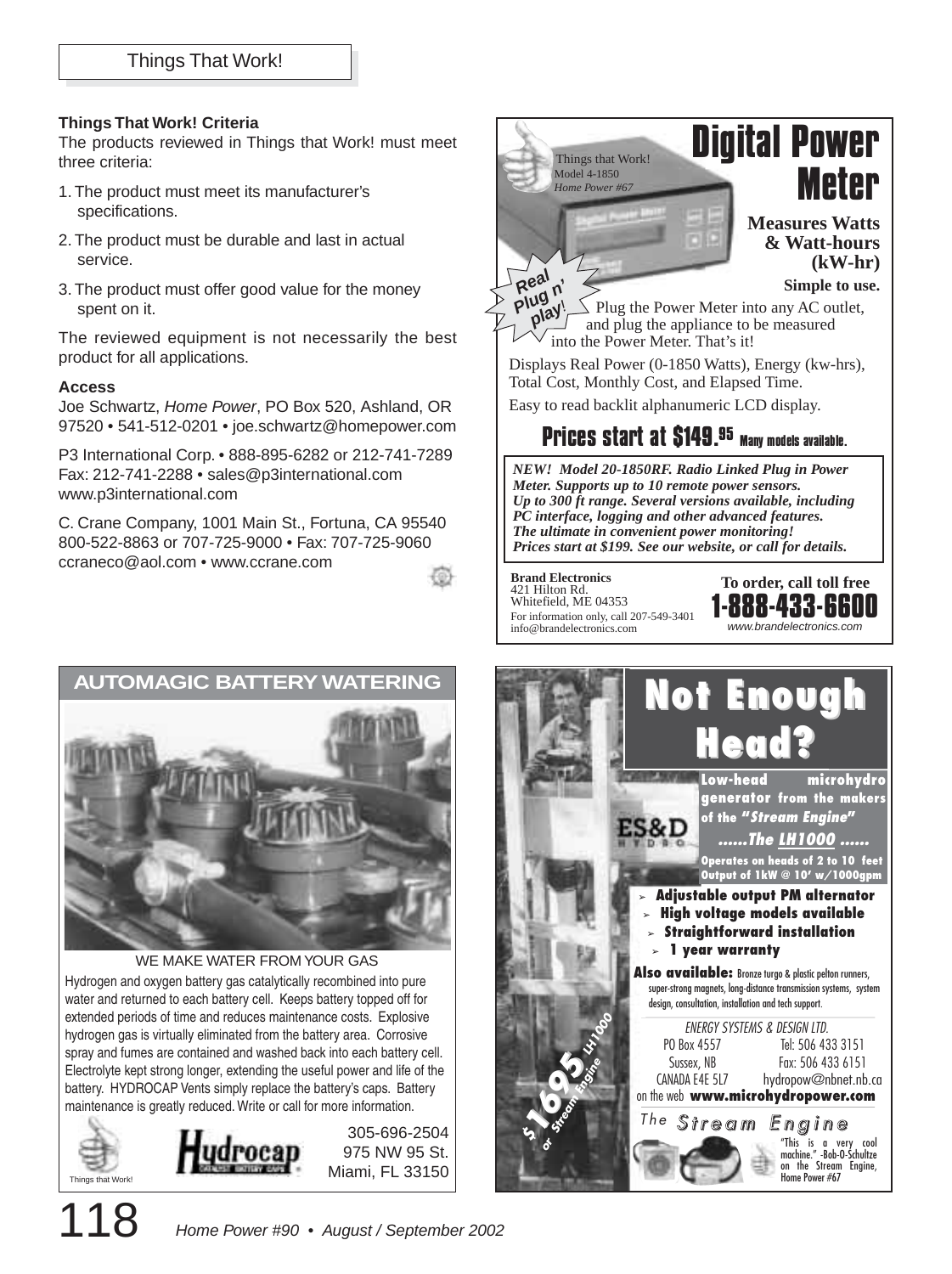Things That Work!

**Things That Work! Criteria**

The products reviewed in Things that Work! must meet three criteria:

1. The product must meet its manufacturer's specifications.
2. The product must be durable and last in actual service.
3. The product must offer good value for the money spent on it.

The reviewed equipment is not necessarily the best product for all applications.

**Access**

Joe Schwartz, *Home Power*, PO Box 520, Ashland, OR 97520 • 541-512-0201 • joe.schwartz@homepower.com

P3 International Corp. • 888-895-6282 or 212-741-7289 Fax: 212-741-2288 • sales@p3international.com www.p3international.com

C. Crane Company, 1001 Main St., Fortuna, CA 95540 800-522-8863 or 707-725-9000 • Fax: 707-725-9060 ccraneco@aol.com • www.ccrane.com

# Digital Power Meter

Things that Work! Model 4-1850 *Home Power #67*

**Measures Watts & Watt-hours (kW-hr)**

**Simple to use.**

Real Plug n' play!

Plug the Power Meter into any AC outlet, and plug the appliance to be measured into the Power Meter. That's it!

Displays Real Power (0-1850 Watts), Energy (kw-hrs), Total Cost, Monthly Cost, and Elapsed Time.

Easy to read backlit alphanumeric LCD display.

**Prices start at $149.95** Many models available.

***NEW! Model 20-1850RF. Radio Linked Plug in Power Meter. Supports up to 10 remote power sensors. Up to 300 ft range. Several versions available, including PC interface, logging and other advanced features. The ultimate in convenient power monitoring! Prices start at $199. See our website, or call for details.***

**Brand Electronics**
421 Hilton Rd.
Whitefield, ME 04353
For information only, call 207-549-3401
info@brandelectronics.com

**To order, call toll free**
**1-888-433-6600**
www.brandelectronics.com

## AUTOMAGIC BATTERY WATERING

WE MAKE WATER FROM YOUR GAS

Hydrogen and oxygen battery gas catalytically recombined into pure water and returned to each battery cell. Keeps battery topped off for extended periods of time and reduces maintenance costs. Explosive hydrogen gas is virtually eliminated from the battery area. Corrosive spray and fumes are contained and washed back into each battery cell. Electrolyte kept strong longer, extending the useful power and life of the battery. HYDROCAP Vents simply replace the battery's caps. Battery maintenance is greatly reduced. Write or call for more information.

Things that Work!

Hydrocap

305-696-2504
975 NW 95 St.
Miami, FL 33150

# Not Enough Head?

**Low-head microhydro generator from the makers of the *"Stream Engine"***

***......The LH1000 ......***

**Operates on heads of 2 to 10 feet**
**Output of 1kW @ 10' w/1000gpm**

- **Adjustable output PM alternator**
- **High voltage models available**
- **Straightforward installation**
- **1 year warranty**

**Also available:** Bronze turgo & plastic pelton runners, super-strong magnets, long-distance transmission systems, system design, consultation, installation and tech support.

ES&D HYDRO

$1695 LH1000 or Stream Engine

*ENERGY SYSTEMS & DESIGN LTD.*
PO Box 4557
Sussex, NB
CANADA E4E 5L7
Tel: 506 433 3151
Fax: 506 433 6151
hydropow@nbnet.nb.ca
on the web **www.microhydropower.com**

*The Stream Engine*

"This is a very cool machine." -Bob-O-Schultze on the Stream Engine, Home Power #67